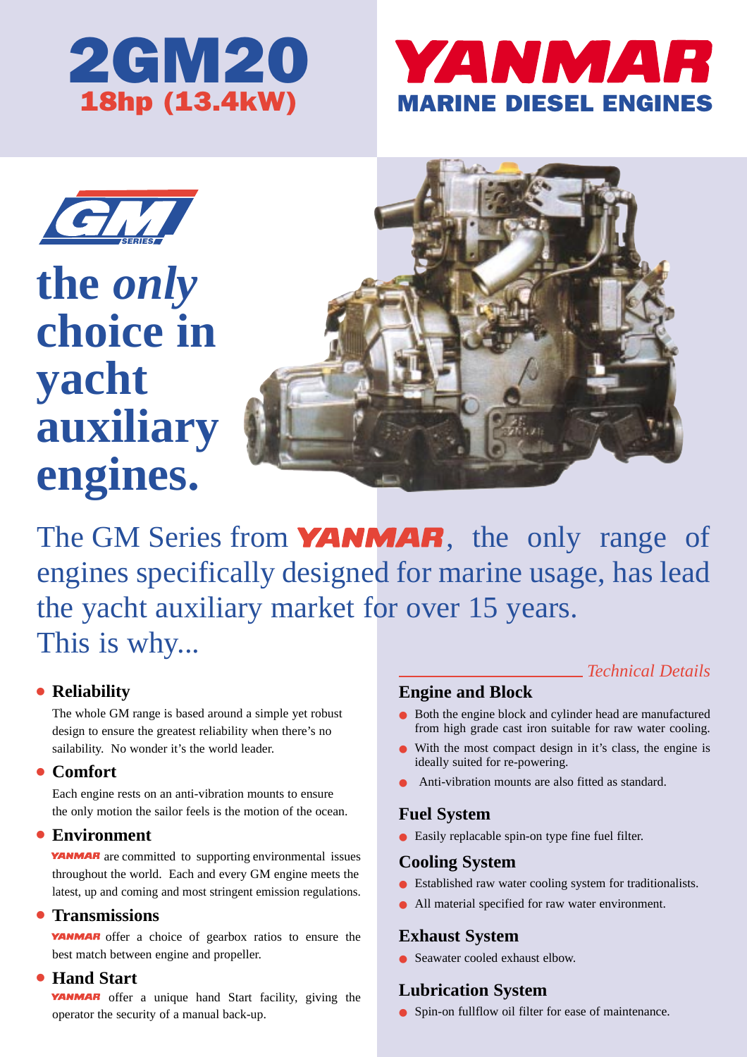# 2GM20

**18hp (13.4kW)**

# YANMAR

**MARINE DIESEL ENGINES**

GM SERIES

# the *only* choice in yacht auxiliary engines.

The GM Series from **YANMAR**, the only range of engines specifically designed for marine usage, has lead the yacht auxiliary market for over 15 years.

This is why...

- **Reliability**

  The whole GM range is based around a simple yet robust design to ensure the greatest reliability when there's no sailability. No wonder it's the world leader.

- **Comfort**

  Each engine rests on an anti-vibration mounts to ensure the only motion the sailor feels is the motion of the ocean.

- **Environment**

  **YANMAR** are committed to supporting environmental issues throughout the world. Each and every GM engine meets the latest, up and coming and most stringent emission regulations.

- **Transmissions**

  **YANMAR** offer a choice of gearbox ratios to ensure the best match between engine and propeller.

- **Hand Start**

  **YANMAR** offer a unique hand Start facility, giving the operator the security of a manual back-up.

*Technical Details*

### Engine and Block

- Both the engine block and cylinder head are manufactured from high grade cast iron suitable for raw water cooling.
- With the most compact design in it's class, the engine is ideally suited for re-powering.
- Anti-vibration mounts are also fitted as standard.

### Fuel System

- Easily replacable spin-on type fine fuel filter.

### Cooling System

- Established raw water cooling system for traditionalists.
- All material specified for raw water environment.

### Exhaust System

- Seawater cooled exhaust elbow.

### Lubrication System

- Spin-on fullflow oil filter for ease of maintenance.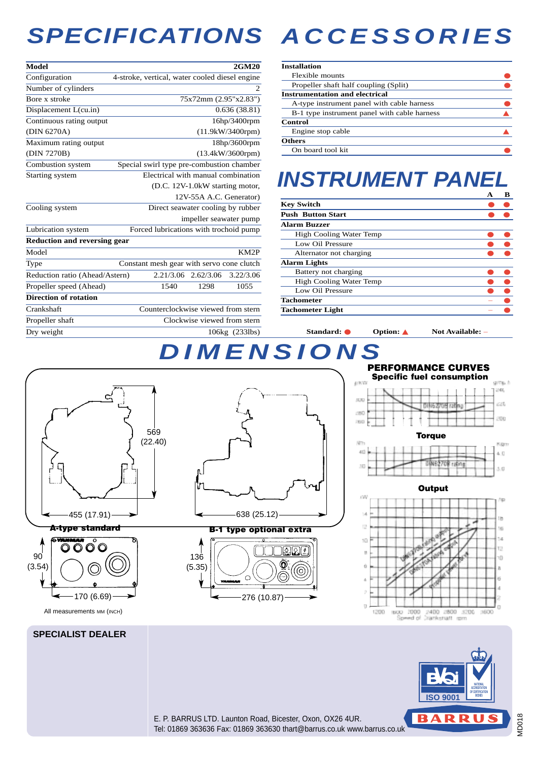# SPECIFICATIONS

| Model | 2GM20 | | |
|---|---|---|---|
| Configuration | 4-stroke, vertical, water cooled diesel engine | | |
| Number of cylinders | 2 | | |
| Bore x stroke | 75x72mm (2.95"x2.83") | | |
| Displacement L(cu.in) | 0.636 (38.81) | | |
| Continuous rating output (DIN 6270A) | 16hp/3400rpm (11.9kW/3400rpm) | | |
| Maximum rating output (DIN 7270B) | 18hp/3600rpm (13.4kW/3600rpm) | | |
| Combustion system | Special swirl type pre-combustion chamber | | |
| Starting system | Electrical with manual combination (D.C. 12V-1.0kW starting motor, 12V-55A A.C. Generator) | | |
| Cooling system | Direct seawater cooling by rubber impeller seawater pump | | |
| Lubrication system | Forced lubrications with trochoid pump | | |
| **Reduction and reversing gear** | | | |
| Model | KM2P | | |
| Type | Constant mesh gear with servo cone clutch | | |
| Reduction ratio (Ahead/Astern) | 2.21/3.06 | 2.62/3.06 | 3.22/3.06 |
| Propeller speed (Ahead) | 1540 | 1298 | 1055 |
| **Direction of rotation** | | | |
| Crankshaft | Counterclockwise viewed from stern | | |
| Propeller shaft | Clockwise viewed from stern | | |
| Dry weight | 106kg (233lbs) | | |

# ACCESSORIES

| | |
|---|---|
| **Installation** | |
| Flexible mounts | ● |
| Propeller shaft half coupling (Split) | ● |
| **Instrumentation and electrical** | |
| A-type instrument panel with cable harness | ● |
| B-1 type instrument panel with cable harness | ▲ |
| **Control** | |
| Engine stop cable | ▲ |
| **Others** | |
| On board tool kit | ● |

# INSTRUMENT PANEL

| | A | B |
|---|---|---|
| **Key Switch** | ● | ● |
| **Push Button Start** | ● | ● |
| **Alarm Buzzer** | | |
| High Cooling Water Temp | ● | ● |
| Low Oil Pressure | ● | ● |
| Alternator not charging | ● | ● |
| **Alarm Lights** | | |
| Battery not charging | ● | ● |
| High Cooling Water Temp | ● | ● |
| Low Oil Pressure | ● | ● |
| **Tachometer** | – | ● |
| **Tachometer Light** | – | ● |

**Standard:** ● **Option:** ▲ **Not Available:** –

# DIMENSIONS

569 (22.40)

455 (17.91)

638 (25.12)

**A-type standard**

90 (3.54)

170 (6.69)

**B-1 type optional extra**

136 (5.35)

276 (10.87)

All measurements MM (INCH)

## PERFORMANCE CURVES

**Specific fuel consumption**

g/kW
300
280
260
DIN6270B rating
gr/hp.h
240
220
200

**Torque**

Nm
40
30
DIN6270B rating
Kgm
4.0
3.0

**Output**

kW
14
12
10
8
6
4
2
0
DIN6270B rating output
DIN6270A rating output
Propeller power curve
hp
18
16
14
12
10
8
6
4
2
0
1200 1600 2000 2400 2800 3200 3600
Speed of Crankshaft rpm

## SPECIALIST DEALER

ISO 9001

BARRUS

E. P. BARRUS LTD. Launton Road, Bicester, Oxon, OX26 4UR.
Tel: 01869 363636 Fax: 01869 363630 thart@barrus.co.uk www.barrus.co.uk

MD018